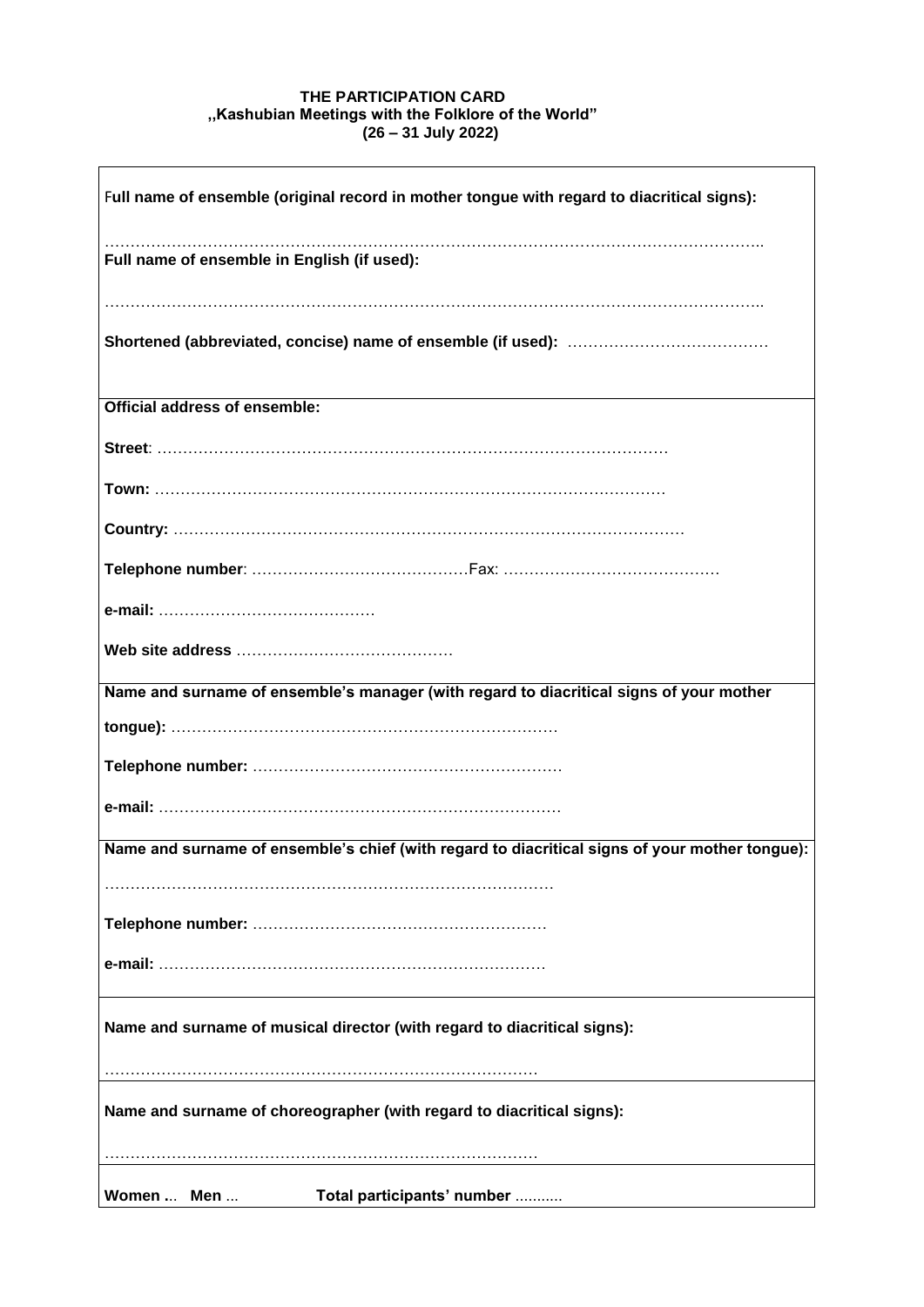**THE PARTICIPATION CARD**
**„Kashubian Meetings with the Folklore of the World"**
**(26 – 31 July 2022)**

**Full name of ensemble (original record in mother tongue with regard to diacritical signs):**

…………………………………………………………………………………………………………………..

**Full name of ensemble in English (if used):**

…………………………………………………………………………………………………………………..

**Shortened (abbreviated, concise) name of ensemble (if used):** …………………………………

---

**Official address of ensemble:**

**Street**: ………………………………………………………………………………………

**Town:** ………………………………………………………………………………………

**Country:** ………………………………………………………………………………………

**Telephone number**: ……………………………………Fax: ……………………………………

**e-mail:** ……………………………………

**Web site address** ……………………………………

---

**Name and surname of ensemble's manager (with regard to diacritical signs of your mother tongue):** …………………………………………………………………

**Telephone number:** ……………………………………………………

**e-mail:** ……………………………………………………………………

---

**Name and surname of ensemble's chief (with regard to diacritical signs of your mother tongue):**

……………………………………………………………………………

**Telephone number:** …………………………………………………

**e-mail:** …………………………………………………………………

---

**Name and surname of musical director (with regard to diacritical signs):**

…………………………………………………………………………

---

**Name and surname of choreographer (with regard to diacritical signs):**

…………………………………………………………………………

---

**Women** ... **Men** ... **Total participants' number** ...........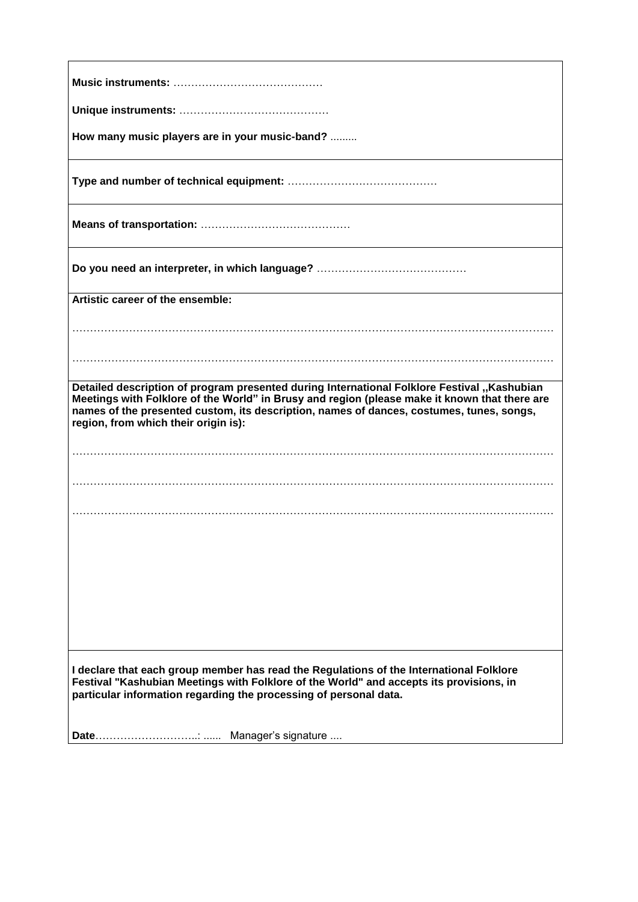**Music instruments:** ……………………………………

**Unique instruments:** ……………………………………

**How many music players are in your music-band?** .........

**Type and number of technical equipment:** ……………………………………

**Means of transportation:** ……………………………………

**Do you need an interpreter, in which language?** ……………………………………

**Artistic career of the ensemble:**

……………………………………………………………………………………………………………………

……………………………………………………………………………………………………………………

**Detailed description of program presented during International Folklore Festival ,,Kashubian Meetings with Folklore of the World" in Brusy and region (please make it known that there are names of the presented custom, its description, names of dances, costumes, tunes, songs, region, from which their origin is):**

……………………………………………………………………………………………………………………

……………………………………………………………………………………………………………………

……………………………………………………………………………………………………………………

**I declare that each group member has read the Regulations of the International Folklore Festival "Kashubian Meetings with Folklore of the World" and accepts its provisions, in particular information regarding the processing of personal data.**

**Date**………………………..: ...... Manager's signature ....